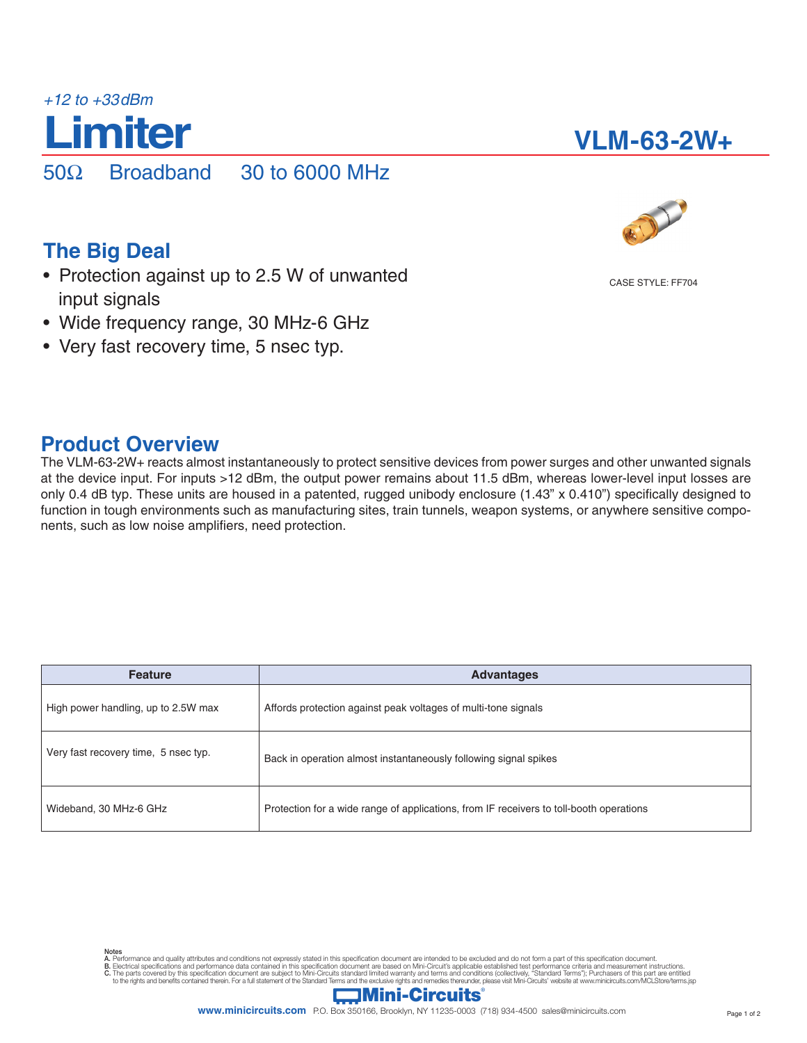*+12 to +33dBm*

# Limiter

# VLM-63-2W+

50Ω Broadband 30 to 6000 MHz

CASE STYLE: FF704

## The Big Deal

- Protection against up to 2.5 W of unwanted input signals
- Wide frequency range, 30 MHz-6 GHz
- Very fast recovery time, 5 nsec typ.

## Product Overview

The VLM-63-2W+ reacts almost instantaneously to protect sensitive devices from power surges and other unwanted signals at the device input. For inputs >12 dBm, the output power remains about 11.5 dBm, whereas lower-level input losses are only 0.4 dB typ. These units are housed in a patented, rugged unibody enclosure (1.43" x 0.410") specifically designed to function in tough environments such as manufacturing sites, train tunnels, weapon systems, or anywhere sensitive components, such as low noise amplifiers, need protection.

| Feature | Advantages |
|---|---|
| High power handling, up to 2.5W max | Affords protection against peak voltages of multi-tone signals |
| Very fast recovery time, 5 nsec typ. | Back in operation almost instantaneously following signal spikes |
| Wideband, 30 MHz-6 GHz | Protection for a wide range of applications, from IF receivers to toll-booth operations |

Notes

A. Performance and quality attributes and conditions not expressly stated in this specification document are intended to be excluded and do not form a part of this specification document.
B. Electrical specifications and performance data contained in this specification document are based on Mini-Circuit's applicable established test performance criteria and measurement instructions.
C. The parts covered by this specification document are subject to Mini-Circuits standard limited warranty and terms and conditions (collectively, "Standard Terms"); Purchasers of this part are entitled to the rights and benefits contained therein. For a full statement of the Standard Terms and the exclusive rights and remedies thereunder, please visit Mini-Circuits' website at www.minicircuits.com/MCLStore/terms.jsp

Mini-Circuits®

www.minicircuits.com P.O. Box 350166, Brooklyn, NY 11235-0003 (718) 934-4500 sales@minicircuits.com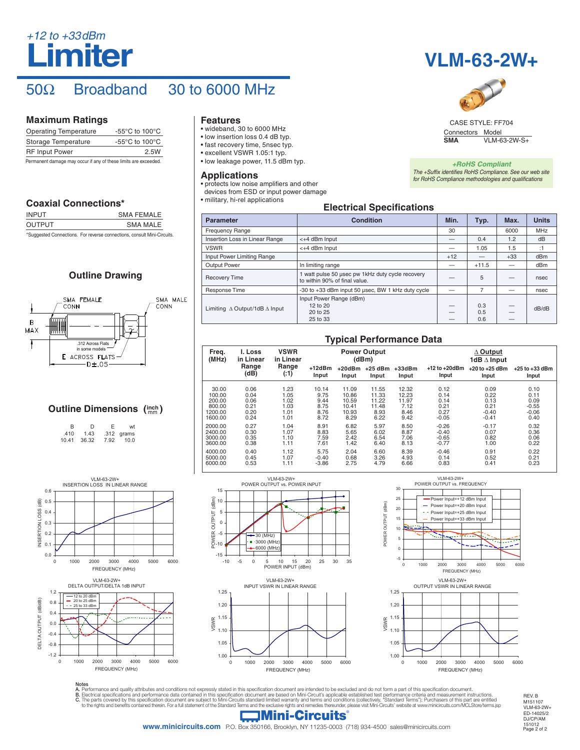*+12 to +33dBm*

# Limiter

# VLM-63-2W+

## 50Ω Broadband 30 to 6000 MHz

CASE STYLE: FF704

| Connectors | Model |
|---|---|
| **SMA** | VLM-63-2W-S+ |

***+RoHS Compliant***
*The +Suffix identifies RoHS Compliance. See our web site for RoHS Compliance methodologies and qualifications*

## Maximum Ratings

| | |
|---|---|
| Operating Temperature | -55°C to 100°C |
| Storage Temperature | -55°C to 100°C |
| RF Input Power | 2.5W |

Permanent damage may occur if any of these limits are exceeded.

## Coaxial Connections*

| | |
|---|---|
| INPUT | SMA FEMALE |
| OUTPUT | SMA MALE |

*Suggested Connections. For reverse connections, consult Mini-Circuits.

## Features

- wideband, 30 to 6000 MHz
- low insertion loss 0.4 dB typ.
- fast recovery time, 5nsec typ.
- excellent VSWR 1.05:1 typ.
- low leakage power, 11.5 dBm typ.

## Applications

- protects low noise amplifiers and other devices from ESD or input power damage
- military, hi-rel applications

## Electrical Specifications

| Parameter | Condition | Min. | Typ. | Max. | Units |
|---|---|---|---|---|---|
| Frequency Range | | 30 | | 6000 | MHz |
| Insertion Loss in Linear Range | <+4 dBm Input | — | 0.4 | 1.2 | dB |
| VSWR | <+4 dBm Input | — | 1.05 | 1.5 | :1 |
| Input Power Limiting Range | | +12 | — | +33 | dBm |
| Output Power | In limiting range | — | +11.5 | — | dBm |
| Recovery Time | 1 watt pulse 50 µsec pw 1kHz duty cycle recovery to within 90% of final value. | — | 5 | — | nsec |
| Response Time | -30 to +33 dBm input 50 µsec, BW 1 kHz duty cycle | — | 7 | — | nsec |
| Limiting Δ Output/1dB Δ Input | Input Power Range (dBm) | | | | dB/dB |
| | 12 to 20 | — | 0.3 | — | |
| | 20 to 25 | — | 0.5 | — | |
| | 25 to 33 | — | 0.6 | — | |

## Outline Drawing

SMA FEMALE CONN
SMA MALE CONN
B MAX
.312 Across Flats in some models
E ACROSS FLATS
D±.05

## Outline Dimensions (inch/mm)

| B | D | E | wt |
|---|---|---|---|
| .410 | 1.43 | .312 | grams |
| 10.41 | 36.32 | 7.92 | 10.0 |

## Typical Performance Data

| Freq. (MHz) | I. Loss in Linear Range (dB) | VSWR in Linear Range (:1) | Power Output (dBm) | | | | Δ Output 1dB Δ Input | | |
|---|---|---|---|---|---|---|---|---|---|
| | | | +12dBm Input | +20dBm Input | +25 dBm Input | +33dBm Input | +12 to +20dBm Input | +20 to +25 dBm Input | +25 to +33 dBm Input |
| 30.00 | 0.06 | 1.23 | 10.14 | 11.09 | 11.55 | 12.32 | 0.12 | 0.09 | 0.10 |
| 100.00 | 0.04 | 1.05 | 9.75 | 10.86 | 11.33 | 12.23 | 0.14 | 0.22 | 0.11 |
| 200.00 | 0.06 | 1.02 | 9.44 | 10.59 | 11.22 | 11.97 | 0.14 | 0.13 | 0.09 |
| 800.00 | 0.21 | 1.03 | 8.75 | 10.41 | 11.48 | 7.12 | 0.21 | 0.21 | -0.55 |
| 1200.00 | 0.20 | 1.01 | 8.76 | 10.93 | 8.93 | 8.46 | 0.27 | -0.40 | -0.06 |
| 1600.00 | 0.24 | 1.01 | 8.72 | 8.29 | 6.22 | 9.42 | -0.05 | -0.41 | 0.40 |
| 2000.00 | 0.27 | 1.04 | 8.91 | 6.82 | 5.97 | 8.50 | -0.26 | -0.17 | 0.32 |
| 2400.00 | 0.30 | 1.07 | 8.83 | 5.65 | 6.02 | 8.87 | -0.40 | 0.07 | 0.36 |
| 3000.00 | 0.35 | 1.10 | 7.59 | 2.42 | 6.54 | 7.06 | -0.65 | 0.82 | 0.06 |
| 3600.00 | 0.38 | 1.11 | 7.61 | 1.42 | 6.40 | 8.13 | -0.77 | 1.00 | 0.22 |
| 4000.00 | 0.40 | 1.12 | 5.75 | 2.04 | 6.60 | 8.39 | -0.46 | 0.91 | 0.22 |
| 5000.00 | 0.45 | 1.07 | -0.40 | 0.68 | 3.26 | 4.93 | 0.14 | 0.52 | 0.21 |
| 6000.00 | 0.53 | 1.11 | -3.86 | 2.75 | 4.79 | 6.66 | 0.83 | 0.41 | 0.23 |

VLM-63-2W+
INSERTION LOSS IN LINEAR RANGE
INSERTION LOSS (dB)
0.0 0.1 0.2 0.3 0.4 0.5 0.6
0 1000 2000 3000 4000 5000 6000
FREQUENCY (MHz)

VLM-63-2W+
POWER OUTPUT vs. POWER INPUT
POWER OUTPUT (dBm)
-15 -10 -5 0 5 10 15
-10 -5 0 5 10 15 20 25 30 35
POWER INPUT (dBm)
30 (MHz)
3000 (MHz)
6000 (MHz)

VLM-63-2W+
POWER OUTPUT vs. FREQUENCY
POWER OUTPUT (dBm)
-5 0 5 10 15 20 25 30
0 1000 2000 3000 4000 5000 6000
FREQUENCY (MHz)
Power Input=+12 dBm Input
Power Input=+20 dBm Input
Power Input=+25 dBm Input
Power Input=+33 dBm Input

VLM-63-2W+
DELTA OUTPUT/DELTA 1dB INPUT
DELTA OUTPUT (dB/dB)
-1.2 -0.8 -0.4 0.0 0.4 0.8 1.2
0 1000 2000 3000 4000 5000 6000
FREQUENCY (MHz)
12 to 20 dBm
20 to 25 dBm
25 to 33 dBm

VLM-63-2W+
INPUT VSWR IN LINEAR RANGE
VSWR
1.00 1.05 1.10 1.15 1.20 1.25
0 1000 2000 3000 4000 5000 6000
FREQUENCY (MHz)

VLM-63-2W+
OUTPUT VSWR IN LINEAR RANGE
VSWR
1.00 1.05 1.10 1.15 1.20 1.25
0 1000 2000 3000 4000 5000 6000
FREQUENCY (MHz)

Notes
A. Performance and quality attributes and conditions not expressly stated in this specification document are intended to be excluded and do not form a part of this specification document.
B. Electrical specifications and performance data contained in this specification document are based on Mini-Circuit's applicable established test performance criteria and measurement instructions.
C. The parts covered by this specification document are subject to Mini-Circuits standard limited warranty and terms and conditions (collectively, "Standard Terms"); Purchasers of this part are entitled to the rights and benefits contained therein. For a full statement of the Standard Terms and the exclusive rights and remedies thereunder, please visit Mini-Circuits' website at www.minicircuits.com/MCLStore/terms.jsp

Mini-Circuits®
**www.minicircuits.com** P.O. Box 350166, Brooklyn, NY 11235-0003 (718) 934-4500 sales@minicircuits.com

REV. B
M151107
VLM-63-2W+
ED-14025/2
DJ/CP/AM
151012